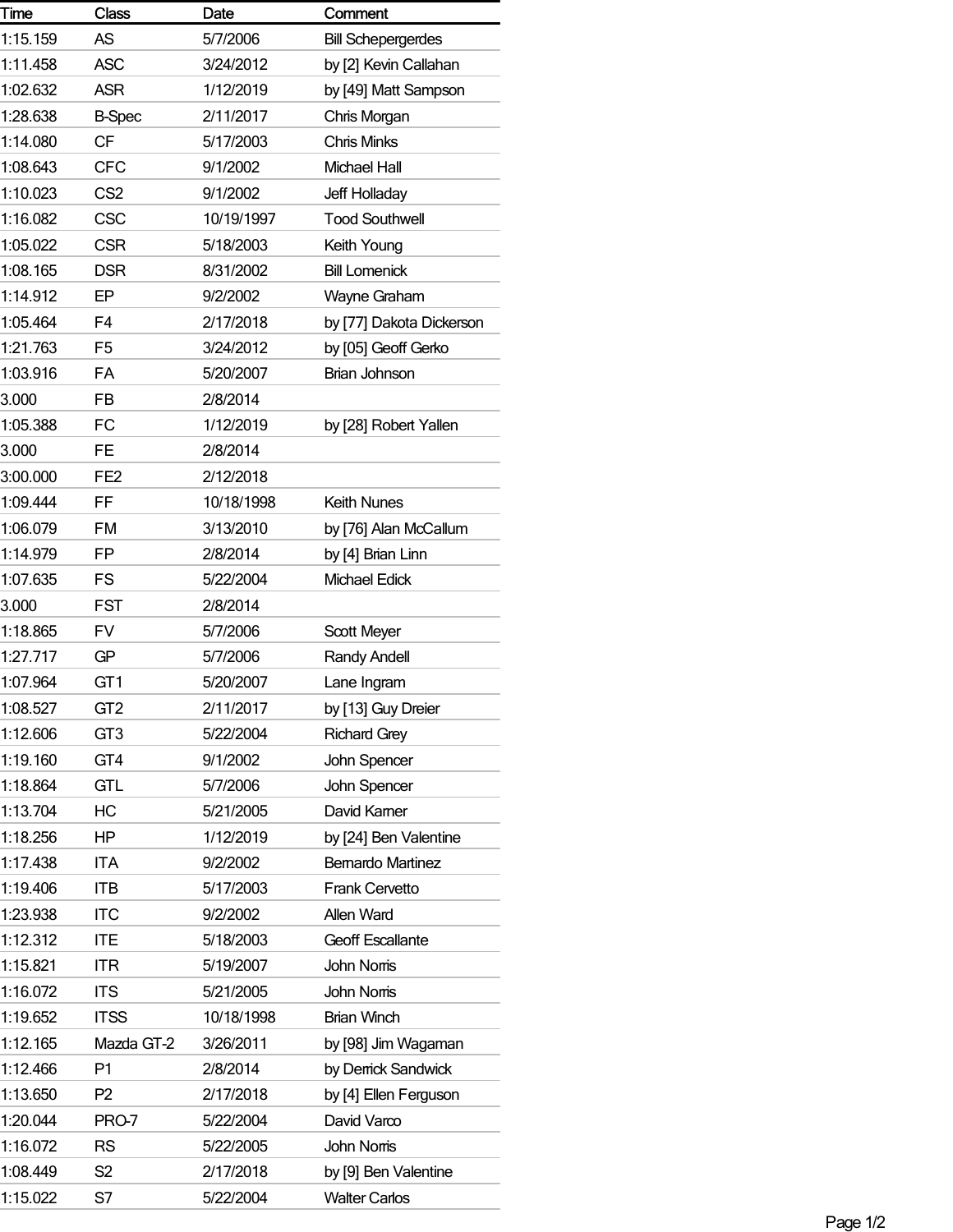| Time | Class | Date | Comment |
| --- | --- | --- | --- |
| 1:15.159 | AS | 5/7/2006 | Bill Schepergerdes |
| 1:11.458 | ASC | 3/24/2012 | by [2] Kevin Callahan |
| 1:02.632 | ASR | 1/12/2019 | by [49] Matt Sampson |
| 1:28.638 | B-Spec | 2/11/2017 | Chris Morgan |
| 1:14.080 | CF | 5/17/2003 | Chris Minks |
| 1:08.643 | CFC | 9/1/2002 | Michael Hall |
| 1:10.023 | CS2 | 9/1/2002 | Jeff Holladay |
| 1:16.082 | CSC | 10/19/1997 | Tood Southwell |
| 1:05.022 | CSR | 5/18/2003 | Keith Young |
| 1:08.165 | DSR | 8/31/2002 | Bill Lomenick |
| 1:14.912 | EP | 9/2/2002 | Wayne Graham |
| 1:05.464 | F4 | 2/17/2018 | by [77] Dakota Dickerson |
| 1:21.763 | F5 | 3/24/2012 | by [05] Geoff Gerko |
| 1:03.916 | FA | 5/20/2007 | Brian Johnson |
| 3.000 | FB | 2/8/2014 | |
| 1:05.388 | FC | 1/12/2019 | by [28] Robert Yallen |
| 3.000 | FE | 2/8/2014 | |
| 3:00.000 | FE2 | 2/12/2018 | |
| 1:09.444 | FF | 10/18/1998 | Keith Nunes |
| 1:06.079 | FM | 3/13/2010 | by [76] Alan McCallum |
| 1:14.979 | FP | 2/8/2014 | by [4] Brian Linn |
| 1:07.635 | FS | 5/22/2004 | Michael Edick |
| 3.000 | FST | 2/8/2014 | |
| 1:18.865 | FV | 5/7/2006 | Scott Meyer |
| 1:27.717 | GP | 5/7/2006 | Randy Andell |
| 1:07.964 | GT1 | 5/20/2007 | Lane Ingram |
| 1:08.527 | GT2 | 2/11/2017 | by [13] Guy Dreier |
| 1:12.606 | GT3 | 5/22/2004 | Richard Grey |
| 1:19.160 | GT4 | 9/1/2002 | John Spencer |
| 1:18.864 | GTL | 5/7/2006 | John Spencer |
| 1:13.704 | HC | 5/21/2005 | David Karner |
| 1:18.256 | HP | 1/12/2019 | by [24] Ben Valentine |
| 1:17.438 | ITA | 9/2/2002 | Bernardo Martinez |
| 1:19.406 | ITB | 5/17/2003 | Frank Cervetto |
| 1:23.938 | ITC | 9/2/2002 | Allen Ward |
| 1:12.312 | ITE | 5/18/2003 | Geoff Escallante |
| 1:15.821 | ITR | 5/19/2007 | John Norris |
| 1:16.072 | ITS | 5/21/2005 | John Norris |
| 1:19.652 | ITSS | 10/18/1998 | Brian Winch |
| 1:12.165 | Mazda GT-2 | 3/26/2011 | by [98] Jim Wagaman |
| 1:12.466 | P1 | 2/8/2014 | by Derrick Sandwick |
| 1:13.650 | P2 | 2/17/2018 | by [4] Ellen Ferguson |
| 1:20.044 | PRO-7 | 5/22/2004 | David Varco |
| 1:16.072 | RS | 5/22/2005 | John Norris |
| 1:08.449 | S2 | 2/17/2018 | by [9] Ben Valentine |
| 1:15.022 | S7 | 5/22/2004 | Walter Carlos |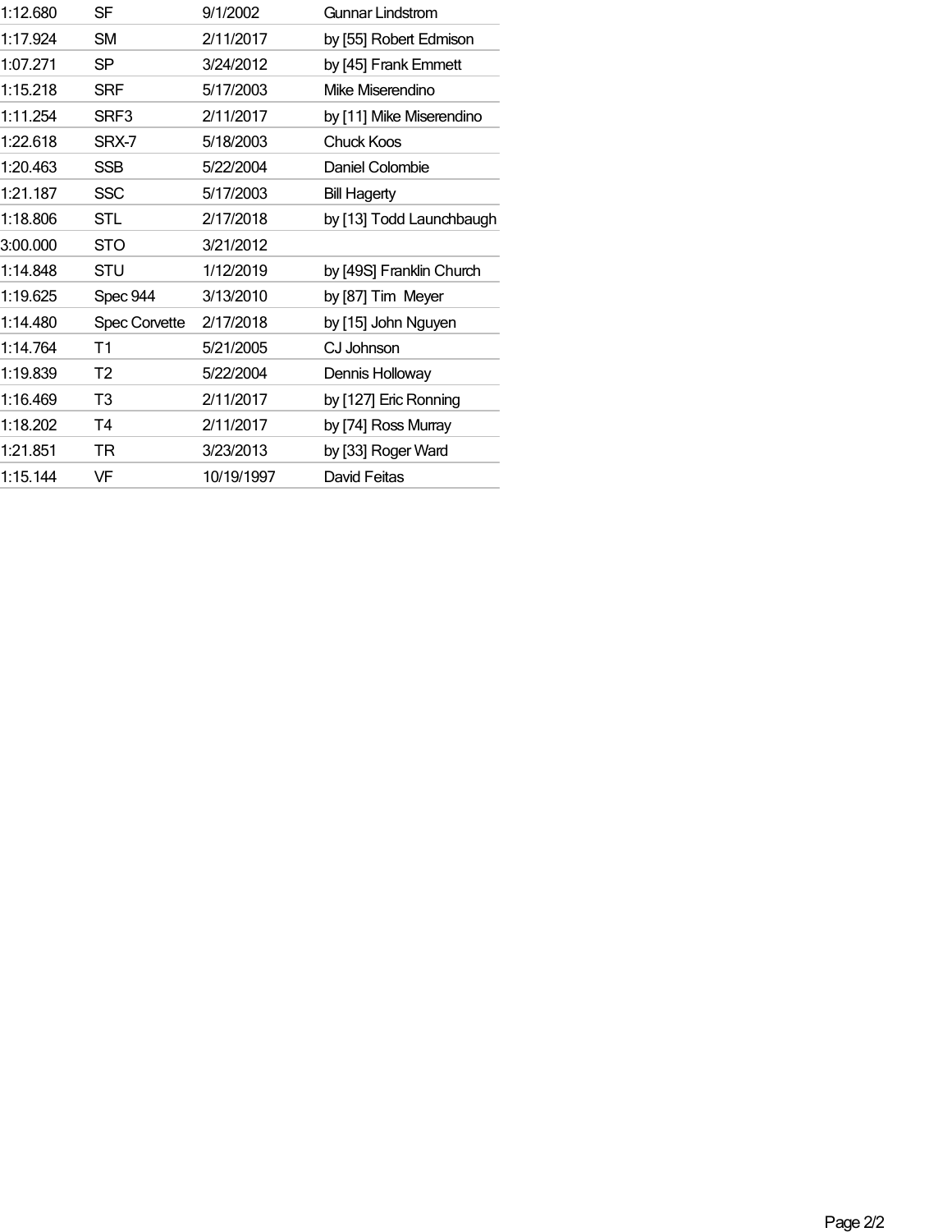| | | | |
|---|---|---|---|
| 1:12.680 | SF | 9/1/2002 | Gunnar Lindstrom |
| 1:17.924 | SM | 2/11/2017 | by [55] Robert Edmison |
| 1:07.271 | SP | 3/24/2012 | by [45] Frank Emmett |
| 1:15.218 | SRF | 5/17/2003 | Mike Miserendino |
| 1:11.254 | SRF3 | 2/11/2017 | by [11] Mike Miserendino |
| 1:22.618 | SRX-7 | 5/18/2003 | Chuck Koos |
| 1:20.463 | SSB | 5/22/2004 | Daniel Colombie |
| 1:21.187 | SSC | 5/17/2003 | Bill Hagerty |
| 1:18.806 | STL | 2/17/2018 | by [13] Todd Launchbaugh |
| 3:00.000 | STO | 3/21/2012 | |
| 1:14.848 | STU | 1/12/2019 | by [49S] Franklin Church |
| 1:19.625 | Spec 944 | 3/13/2010 | by [87] Tim Meyer |
| 1:14.480 | Spec Corvette | 2/17/2018 | by [15] John Nguyen |
| 1:14.764 | T1 | 5/21/2005 | CJ Johnson |
| 1:19.839 | T2 | 5/22/2004 | Dennis Holloway |
| 1:16.469 | T3 | 2/11/2017 | by [127] Eric Ronning |
| 1:18.202 | T4 | 2/11/2017 | by [74] Ross Murray |
| 1:21.851 | TR | 3/23/2013 | by [33] Roger Ward |
| 1:15.144 | VF | 10/19/1997 | David Feitas |